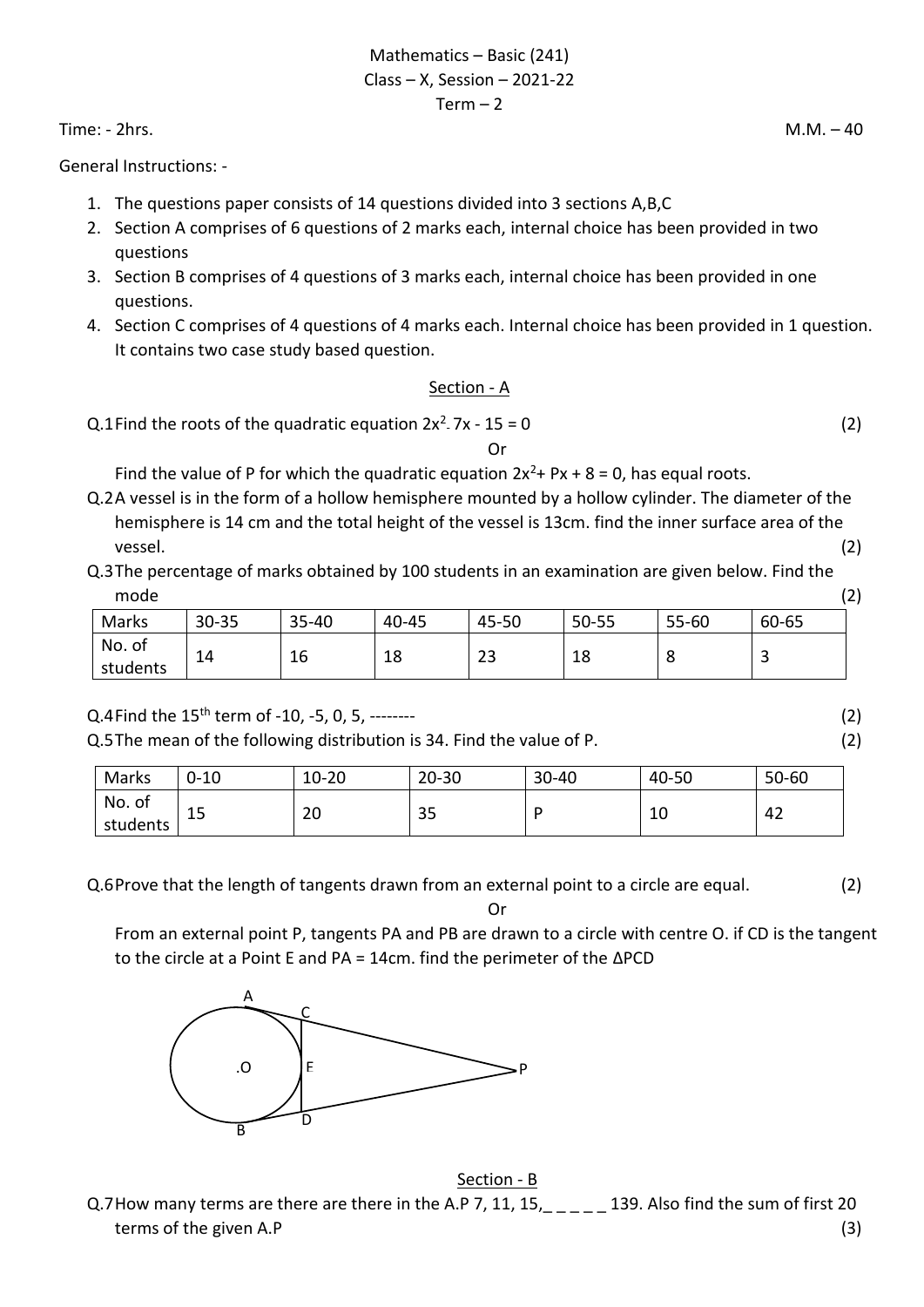Mathematics – Basic (241)
Class – X, Session – 2021-22
Term – 2

Time: - 2hrs. M.M. – 40

General Instructions: -

1. The questions paper consists of 14 questions divided into 3 sections A,B,C
2. Section A comprises of 6 questions of 2 marks each, internal choice has been provided in two questions
3. Section B comprises of 4 questions of 3 marks each, internal choice has been provided in one questions.
4. Section C comprises of 4 questions of 4 marks each. Internal choice has been provided in 1 question. It contains two case study based question.

## Section - A

Q.1 Find the roots of the quadratic equation $2x^2 - 7x - 15 = 0$ (2)

Or

Find the value of P for which the quadratic equation $2x^2 + Px + 8 = 0$, has equal roots.

Q.2 A vessel is in the form of a hollow hemisphere mounted by a hollow cylinder. The diameter of the hemisphere is 14 cm and the total height of the vessel is 13cm. find the inner surface area of the vessel. (2)

Q.3 The percentage of marks obtained by 100 students in an examination are given below. Find the mode (2)

| Marks | 30-35 | 35-40 | 40-45 | 45-50 | 50-55 | 55-60 | 60-65 |
|---|---|---|---|---|---|---|---|
| No. of students | 14 | 16 | 18 | 23 | 18 | 8 | 3 |

Q.4 Find the $15^{th}$ term of -10, -5, 0, 5, -------- (2)

Q.5 The mean of the following distribution is 34. Find the value of P. (2)

| Marks | 0-10 | 10-20 | 20-30 | 30-40 | 40-50 | 50-60 |
|---|---|---|---|---|---|---|
| No. of students | 15 | 20 | 35 | P | 10 | 42 |

Q.6 Prove that the length of tangents drawn from an external point to a circle are equal. (2)

Or

From an external point P, tangents PA and PB are drawn to a circle with centre O. if CD is the tangent to the circle at a Point E and PA = 14cm. find the perimeter of the ΔPCD

## Section - B

Q.7 How many terms are there are there in the A.P 7, 11, 15,_ _ _ _ _ 139. Also find the sum of first 20 terms of the given A.P (3)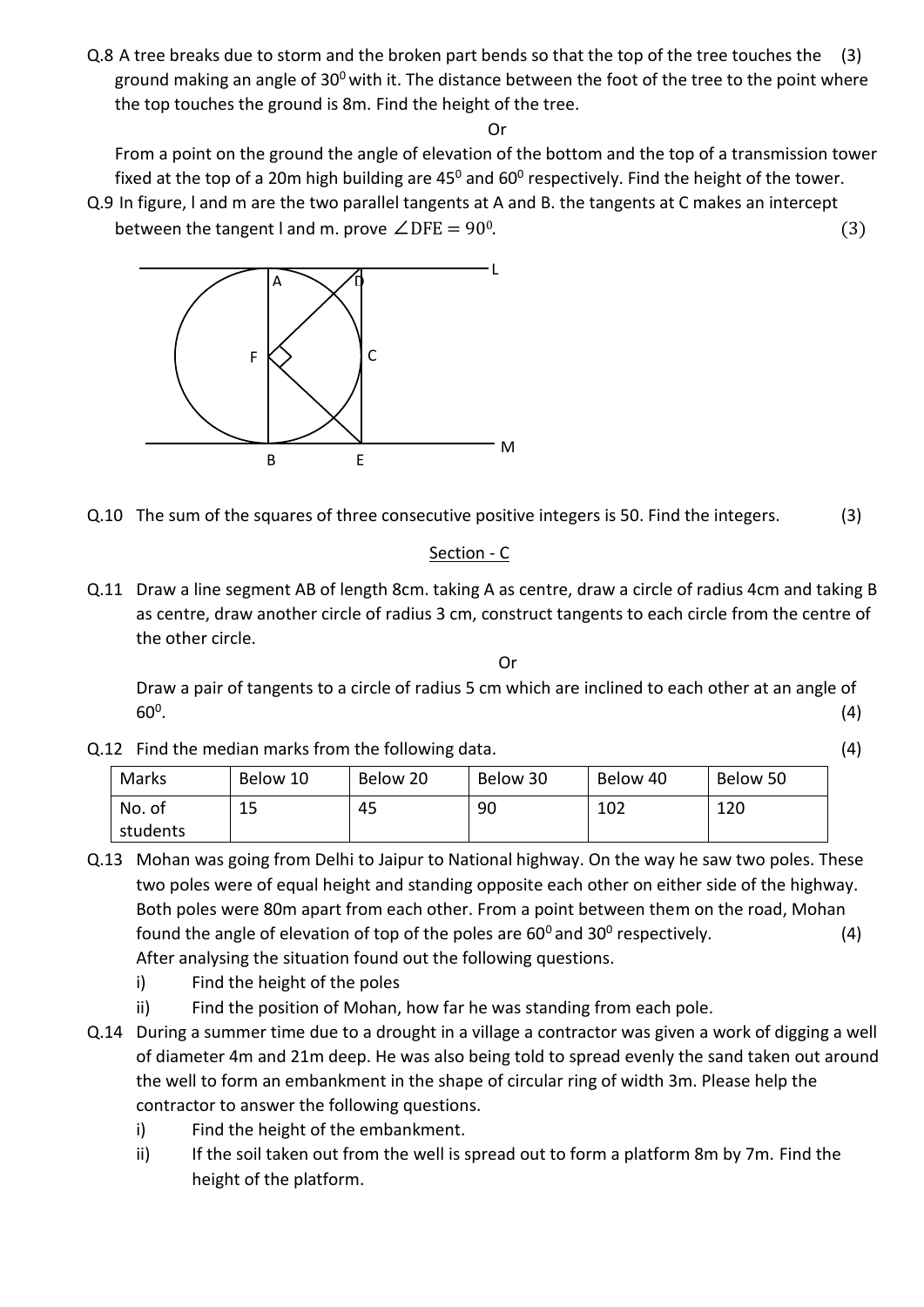Q.8 A tree breaks due to storm and the broken part bends so that the top of the tree touches the ground making an angle of $30^0$ with it. The distance between the foot of the tree to the point where the top touches the ground is 8m. Find the height of the tree. (3)

Or

From a point on the ground the angle of elevation of the bottom and the top of a transmission tower fixed at the top of a 20m high building are $45^0$ and $60^0$ respectively. Find the height of the tower.

Q.9 In figure, l and m are the two parallel tangents at A and B. the tangents at C makes an intercept between the tangent l and m. prove $\angle DFE = 90^0$. (3)

L

A

D

F

C

M

B

E

Q.10 The sum of the squares of three consecutive positive integers is 50. Find the integers. (3)

## Section - C

Q.11 Draw a line segment AB of length 8cm. taking A as centre, draw a circle of radius 4cm and taking B as centre, draw another circle of radius 3 cm, construct tangents to each circle from the centre of the other circle.

Or

Draw a pair of tangents to a circle of radius 5 cm which are inclined to each other at an angle of $60^0$. (4)

Q.12 Find the median marks from the following data. (4)

| Marks | Below 10 | Below 20 | Below 30 | Below 40 | Below 50 |
|---|---|---|---|---|---|
| No. of students | 15 | 45 | 90 | 102 | 120 |

Q.13 Mohan was going from Delhi to Jaipur to National highway. On the way he saw two poles. These two poles were of equal height and standing opposite each other on either side of the highway. Both poles were 80m apart from each other. From a point between them on the road, Mohan found the angle of elevation of top of the poles are $60^0$ and $30^0$ respectively. (4)

After analysing the situation found out the following questions.

i) Find the height of the poles

ii) Find the position of Mohan, how far he was standing from each pole.

Q.14 During a summer time due to a drought in a village a contractor was given a work of digging a well of diameter 4m and 21m deep. He was also being told to spread evenly the sand taken out around the well to form an embankment in the shape of circular ring of width 3m. Please help the contractor to answer the following questions.

i) Find the height of the embankment.

ii) If the soil taken out from the well is spread out to form a platform 8m by 7m. Find the height of the platform.